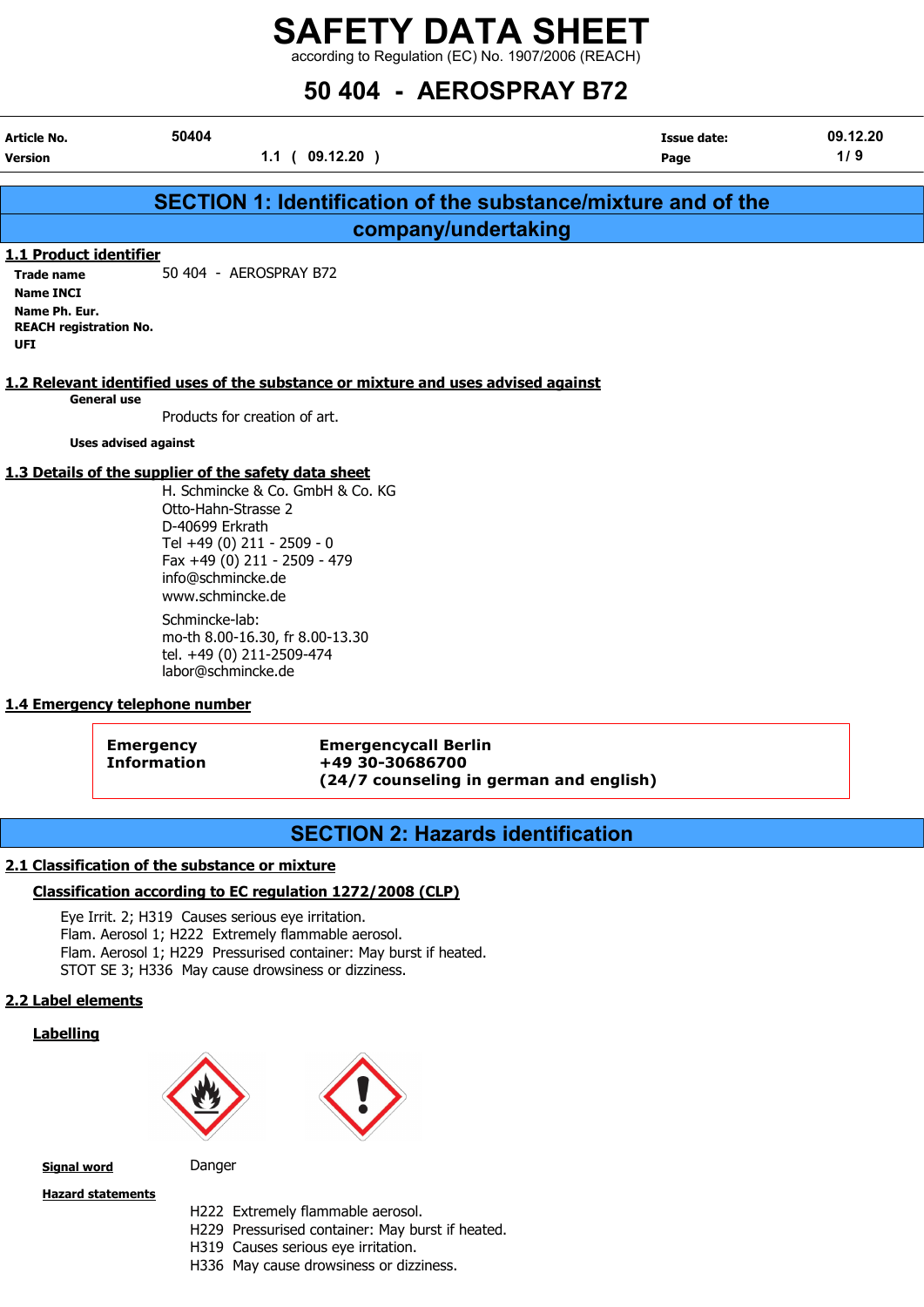# SAFETY DATA SHEET

according to Regulation (EC) No. 1907/2006 (REACH)

# 50 404 - AEROSPRAY B72

| | | | |
|---|---|---|---|
| **Article No.** | 50404 | **Issue date:** | 09.12.20 |
| **Version** | 1.1 ( 09.12.20 ) | | |

## SECTION 1: Identification of the substance/mixture and of the company/undertaking

### 1.1 Product identifier

**Trade name** 50 404 - AEROSPRAY B72

**Name INCI**

**Name Ph. Eur.**

**REACH registration No.**

**UFI**

### 1.2 Relevant identified uses of the substance or mixture and uses advised against

**General use**

Products for creation of art.

**Uses advised against**

### 1.3 Details of the supplier of the safety data sheet

H. Schmincke & Co. GmbH & Co. KG
Otto-Hahn-Strasse 2
D-40699 Erkrath
Tel +49 (0) 211 - 2509 - 0
Fax +49 (0) 211 - 2509 - 479
info@schmincke.de
www.schmincke.de

Schmincke-lab:
mo-th 8.00-16.30, fr 8.00-13.30
tel. +49 (0) 211-2509-474
labor@schmincke.de

### 1.4 Emergency telephone number

| | |
|---|---|
| **Emergency Information** | **Emergencycall Berlin** **+49 30-30686700** **(24/7 counseling in german and english)** |

## SECTION 2: Hazards identification

### 2.1 Classification of the substance or mixture

#### Classification according to EC regulation 1272/2008 (CLP)

Eye Irrit. 2; H319 Causes serious eye irritation.
Flam. Aerosol 1; H222 Extremely flammable aerosol.
Flam. Aerosol 1; H229 Pressurised container: May burst if heated.
STOT SE 3; H336 May cause drowsiness or dizziness.

### 2.2 Label elements

#### Labelling

**Signal word** Danger

**Hazard statements**

H222 Extremely flammable aerosol.
H229 Pressurised container: May burst if heated.
H319 Causes serious eye irritation.
H336 May cause drowsiness or dizziness.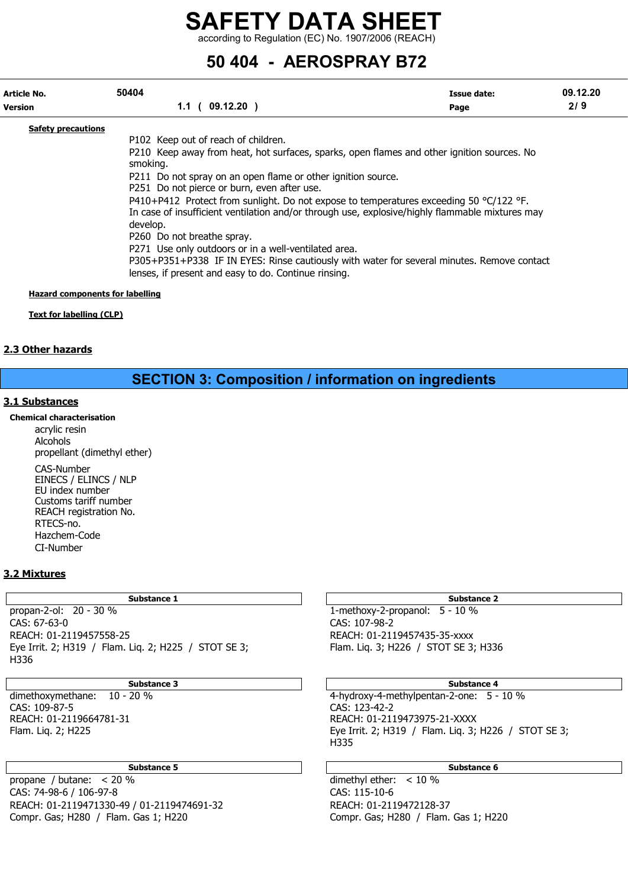**Safety precautions**

P102 Keep out of reach of children.
P210 Keep away from heat, hot surfaces, sparks, open flames and other ignition sources. No smoking.
P211 Do not spray on an open flame or other ignition source.
P251 Do not pierce or burn, even after use.
P410+P412 Protect from sunlight. Do not expose to temperatures exceeding 50 °C/122 °F.
In case of insufficient ventilation and/or through use, explosive/highly flammable mixtures may develop.
P260 Do not breathe spray.
P271 Use only outdoors or in a well-ventilated area.
P305+P351+P338 IF IN EYES: Rinse cautiously with water for several minutes. Remove contact lenses, if present and easy to do. Continue rinsing.

**Hazard components for labelling**

**Text for labelling (CLP)**

## 2.3 Other hazards

# SECTION 3: Composition / information on ingredients

## 3.1 Substances

**Chemical characterisation**

acrylic resin
Alcohols
propellant (dimethyl ether)

CAS-Number
EINECS / ELINCS / NLP
EU index number
Customs tariff number
REACH registration No.
RTECS-no.
Hazchem-Code
CI-Number

## 3.2 Mixtures

| Substance 1 |
|---|
| propan-2-ol: 20 - 30 % |
| CAS: 67-63-0 |
| REACH: 01-2119457558-25 |
| Eye Irrit. 2; H319 / Flam. Liq. 2; H225 / STOT SE 3; H336 |

| Substance 2 |
|---|
| 1-methoxy-2-propanol: 5 - 10 % |
| CAS: 107-98-2 |
| REACH: 01-2119457435-35-xxxx |
| Flam. Liq. 3; H226 / STOT SE 3; H336 |

| Substance 3 |
|---|
| dimethoxymethane: 10 - 20 % |
| CAS: 109-87-5 |
| REACH: 01-2119664781-31 |
| Flam. Liq. 2; H225 |

| Substance 4 |
|---|
| 4-hydroxy-4-methylpentan-2-one: 5 - 10 % |
| CAS: 123-42-2 |
| REACH: 01-2119473975-21-XXXX |
| Eye Irrit. 2; H319 / Flam. Liq. 3; H226 / STOT SE 3; H335 |

| Substance 5 |
|---|
| propane / butane: < 20 % |
| CAS: 74-98-6 / 106-97-8 |
| REACH: 01-2119471330-49 / 01-2119474691-32 |
| Compr. Gas; H280 / Flam. Gas 1; H220 |

| Substance 6 |
|---|
| dimethyl ether: < 10 % |
| CAS: 115-10-6 |
| REACH: 01-2119472128-37 |
| Compr. Gas; H280 / Flam. Gas 1; H220 |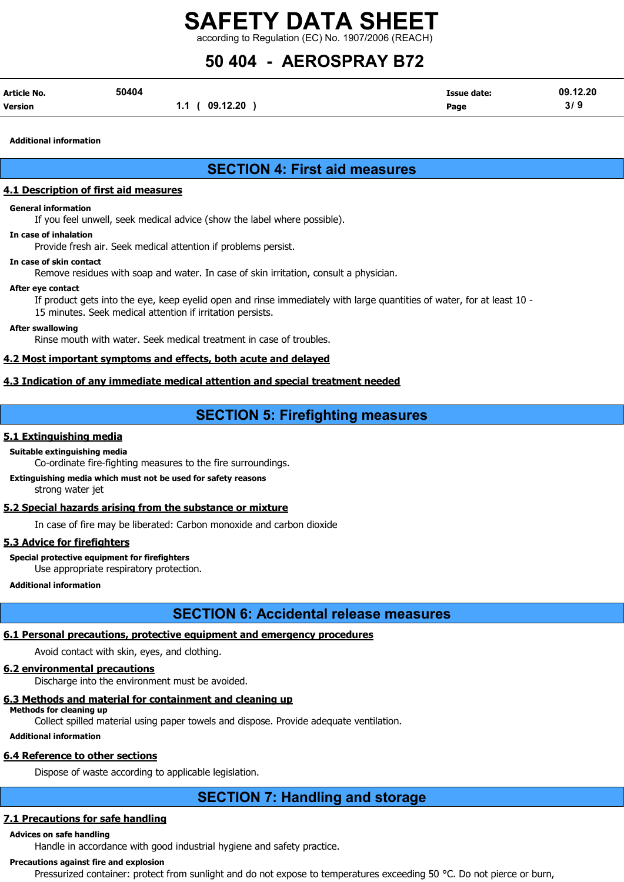**Additional information**

## SECTION 4: First aid measures

### 4.1 Description of first aid measures

**General information**

If you feel unwell, seek medical advice (show the label where possible).

**In case of inhalation**

Provide fresh air. Seek medical attention if problems persist.

**In case of skin contact**

Remove residues with soap and water. In case of skin irritation, consult a physician.

**After eye contact**

If product gets into the eye, keep eyelid open and rinse immediately with large quantities of water, for at least 10 - 15 minutes. Seek medical attention if irritation persists.

**After swallowing**

Rinse mouth with water. Seek medical treatment in case of troubles.

### 4.2 Most important symptoms and effects, both acute and delayed

### 4.3 Indication of any immediate medical attention and special treatment needed

## SECTION 5: Firefighting measures

### 5.1 Extinguishing media

**Suitable extinguishing media**

Co-ordinate fire-fighting measures to the fire surroundings.

**Extinguishing media which must not be used for safety reasons**

strong water jet

### 5.2 Special hazards arising from the substance or mixture

In case of fire may be liberated: Carbon monoxide and carbon dioxide

### 5.3 Advice for firefighters

**Special protective equipment for firefighters**

Use appropriate respiratory protection.

**Additional information**

## SECTION 6: Accidental release measures

### 6.1 Personal precautions, protective equipment and emergency procedures

Avoid contact with skin, eyes, and clothing.

### 6.2 environmental precautions

Discharge into the environment must be avoided.

### 6.3 Methods and material for containment and cleaning up

**Methods for cleaning up**

Collect spilled material using paper towels and dispose. Provide adequate ventilation.

**Additional information**

### 6.4 Reference to other sections

Dispose of waste according to applicable legislation.

## SECTION 7: Handling and storage

### 7.1 Precautions for safe handling

**Advices on safe handling**

Handle in accordance with good industrial hygiene and safety practice.

**Precautions against fire and explosion**

Pressurized container: protect from sunlight and do not expose to temperatures exceeding 50 °C. Do not pierce or burn,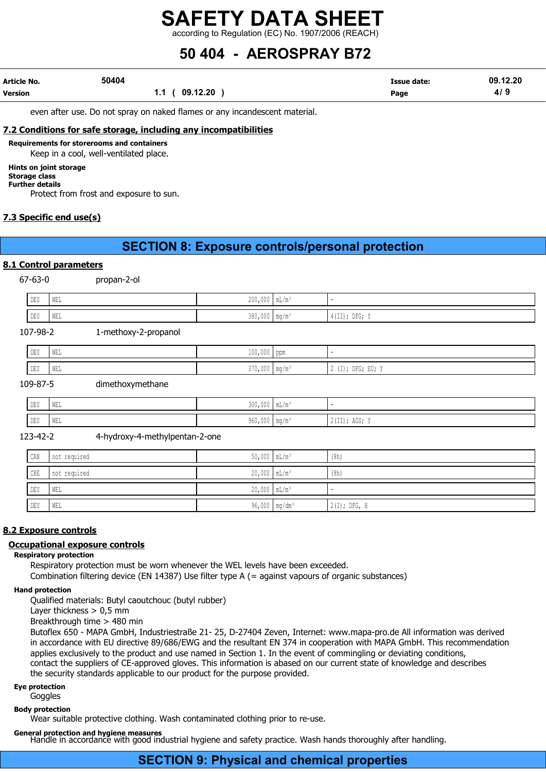even after use. Do not spray on naked flames or any incandescent material.

## 7.2 Conditions for safe storage, including any incompatibilities

**Requirements for storerooms and containers**

Keep in a cool, well-ventilated place.

**Hints on joint storage**

**Storage class**

**Further details**

Protect from frost and exposure to sun.

## 7.3 Specific end use(s)

# SECTION 8: Exposure controls/personal protection

## 8.1 Control parameters

67-63-0 propan-2-ol

| | | | | |
|---|---|---|---|---|
| DEU | WEL | 200,000 | mL/m³ | - |
| DEU | WEL | 380,000 | mg/m³ | 4(II); DFG; Y |

107-98-2 1-methoxy-2-propanol

| | | | | |
|---|---|---|---|---|
| DEU | WEL | 100,000 | ppm | - |
| DEU | WEL | 370,000 | mg/m³ | 2 (I); DFG; EU; Y |

109-87-5 dimethoxymethane

| | | | | |
|---|---|---|---|---|
| DEU | WEL | 300,000 | mL/m³ | - |
| DEU | WEL | 960,000 | mg/m³ | 2(II); AGS; Y |

123-42-2 4-hydroxy-4-methylpentan-2-one

| | | | | |
|---|---|---|---|---|
| CAN | not required | 50,000 | mL/m³ | (8h) |
| CHE | not required | 20,000 | mL/m³ | (8h) |
| DEU | WEL | 20,000 | mL/m³ | - |
| DEU | WEL | 96,000 | mg/dm³ | 2(I); DFG, H |

## 8.2 Exposure controls

### Occupational exposure controls

**Respiratory protection**

Respiratory protection must be worn whenever the WEL levels have been exceeded.
Combination filtering device (EN 14387) Use filter type A (= against vapours of organic substances)

**Hand protection**

Qualified materials: Butyl caoutchouc (butyl rubber)
Layer thickness > 0,5 mm
Breakthrough time > 480 min
Butoflex 650 - MAPA GmbH, Industriestraße 21- 25, D-27404 Zeven, Internet: www.mapa-pro.de All information was derived in accordance with EU directive 89/686/EWG and the resultant EN 374 in cooperation with MAPA GmbH. This recommendation applies exclusively to the product and use named in Section 1. In the event of commingling or deviating conditions, contact the suppliers of CE-approved gloves. This information is abased on our current state of knowledge and describes the security standards applicable to our product for the purpose provided.

**Eye protection**

Goggles

**Body protection**

Wear suitable protective clothing. Wash contaminated clothing prior to re-use.

**General protection and hygiene measures**

Handle in accordance with good industrial hygiene and safety practice. Wash hands thoroughly after handling.

# SECTION 9: Physical and chemical properties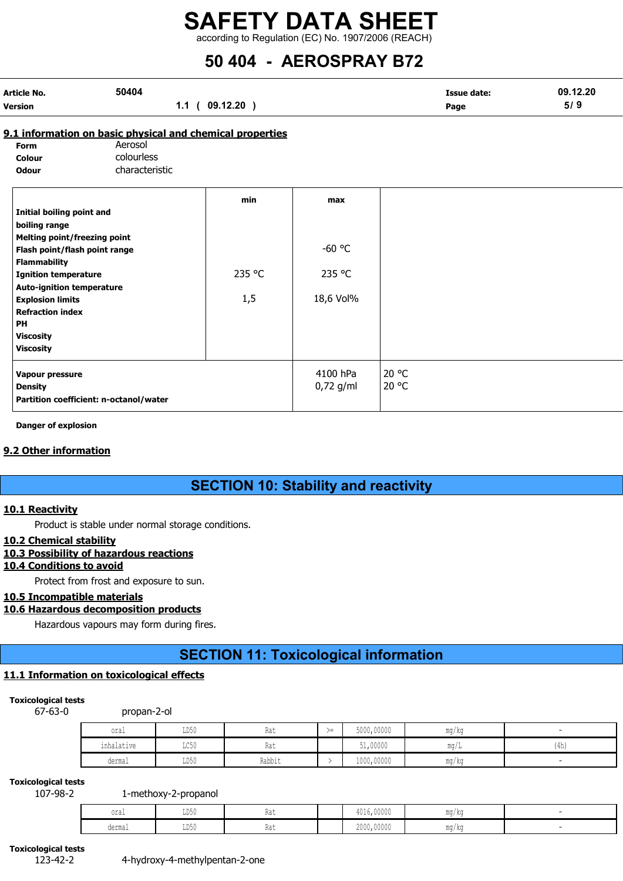## 9.1 information on basic physical and chemical properties

**Form** Aerosol
**Colour** colourless
**Odour** characteristic

| | min | max | |
|---|---|---|---|
| **Initial boiling point and boiling range** | | | |
| **Melting point/freezing point** | | | |
| **Flash point/flash point range** | | -60 °C | |
| **Flammability** | | | |
| **Ignition temperature** | 235 °C | 235 °C | |
| **Auto-ignition temperature** | | | |
| **Explosion limits** | 1,5 | 18,6 Vol% | |
| **Refraction index** | | | |
| **PH** | | | |
| **Viscosity** | | | |
| **Viscosity** | | | |
| **Vapour pressure** | | 4100 hPa | 20 °C |
| **Density** | | 0,72 g/ml | 20 °C |
| **Partition coefficient: n-octanol/water** | | | |

**Danger of explosion**

## 9.2 Other information

# SECTION 10: Stability and reactivity

## 10.1 Reactivity

Product is stable under normal storage conditions.

## 10.2 Chemical stability

## 10.3 Possibility of hazardous reactions

## 10.4 Conditions to avoid

Protect from frost and exposure to sun.

## 10.5 Incompatible materials

## 10.6 Hazardous decomposition products

Hazardous vapours may form during fires.

# SECTION 11: Toxicological information

## 11.1 Information on toxicological effects

**Toxicological tests**
67-63-0 propan-2-ol

| | | | | | | |
|---|---|---|---|---|---|---|
| oral | LD50 | Rat | >= | 5000,00000 | mg/kg | - |
| inhalative | LC50 | Rat | | 51,00000 | mg/L | (4h) |
| dermal | LD50 | Rabbit | > | 1000,00000 | mg/kg | - |

**Toxicological tests**
107-98-2 1-methoxy-2-propanol

| | | | | | | |
|---|---|---|---|---|---|---|
| oral | LD50 | Rat | | 4016,00000 | mg/kg | - |
| dermal | LD50 | Rat | | 2000,00000 | mg/kg | - |

**Toxicological tests**
123-42-2 4-hydroxy-4-methylpentan-2-one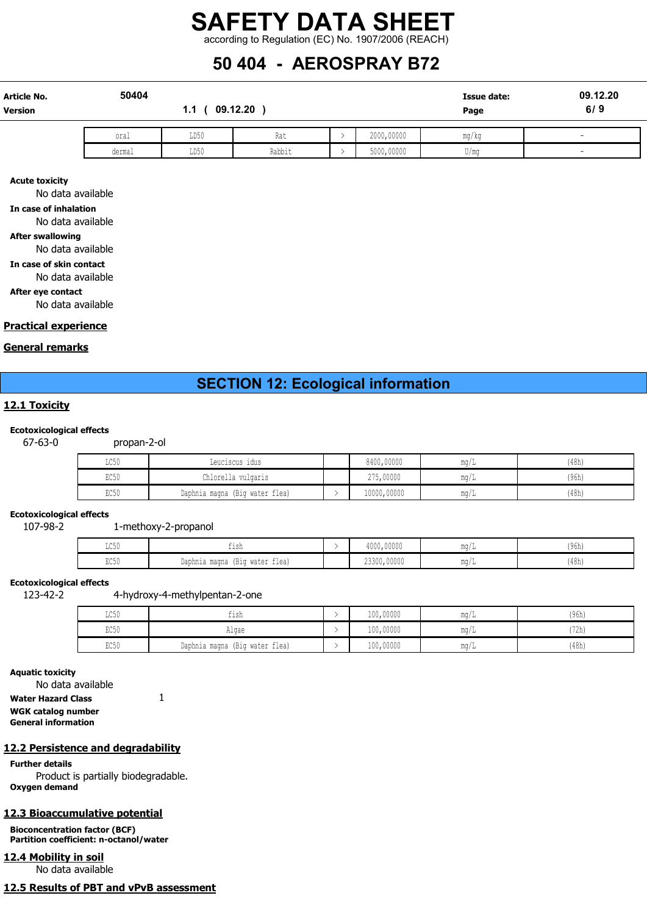| oral | LD50 | Rat | > | 2000,00000 | mg/kg | - |
|---|---|---|---|---|---|---|
| dermal | LD50 | Rabbit | > | 5000,00000 | U/mg | - |

**Acute toxicity**
No data available

**In case of inhalation**
No data available

**After swallowing**
No data available

**In case of skin contact**
No data available

**After eye contact**
No data available

## Practical experience

## General remarks

# SECTION 12: Ecological information

## 12.1 Toxicity

**Ecotoxicological effects**
67-63-0 propan-2-ol

| LC50 | Leuciscus idus | | 8400,00000 | mg/L | (48h) |
|---|---|---|---|---|---|
| EC50 | Chlorella vulgaris | | 275,00000 | mg/L | (96h) |
| EC50 | Daphnia magna (Big water flea) | > | 10000,00000 | mg/L | (48h) |

**Ecotoxicological effects**
107-98-2 1-methoxy-2-propanol

| LC50 | fish | > | 4000,00000 | mg/L | (96h) |
|---|---|---|---|---|---|
| EC50 | Daphnia magna (Big water flea) | | 23300,00000 | mg/L | (48h) |

**Ecotoxicological effects**
123-42-2 4-hydroxy-4-methylpentan-2-one

| LC50 | fish | > | 100,00000 | mg/L | (96h) |
|---|---|---|---|---|---|
| EC50 | Algae | > | 100,00000 | mg/L | (72h) |
| EC50 | Daphnia magna (Big water flea) | > | 100,00000 | mg/L | (48h) |

**Aquatic toxicity**
No data available

**Water Hazard Class** 1

**WGK catalog number**

**General information**

## 12.2 Persistence and degradability

**Further details**
Product is partially biodegradable.

**Oxygen demand**

## 12.3 Bioaccumulative potential

**Bioconcentration factor (BCF)**

**Partition coefficient: n-octanol/water**

## 12.4 Mobility in soil

No data available

## 12.5 Results of PBT and vPvB assessment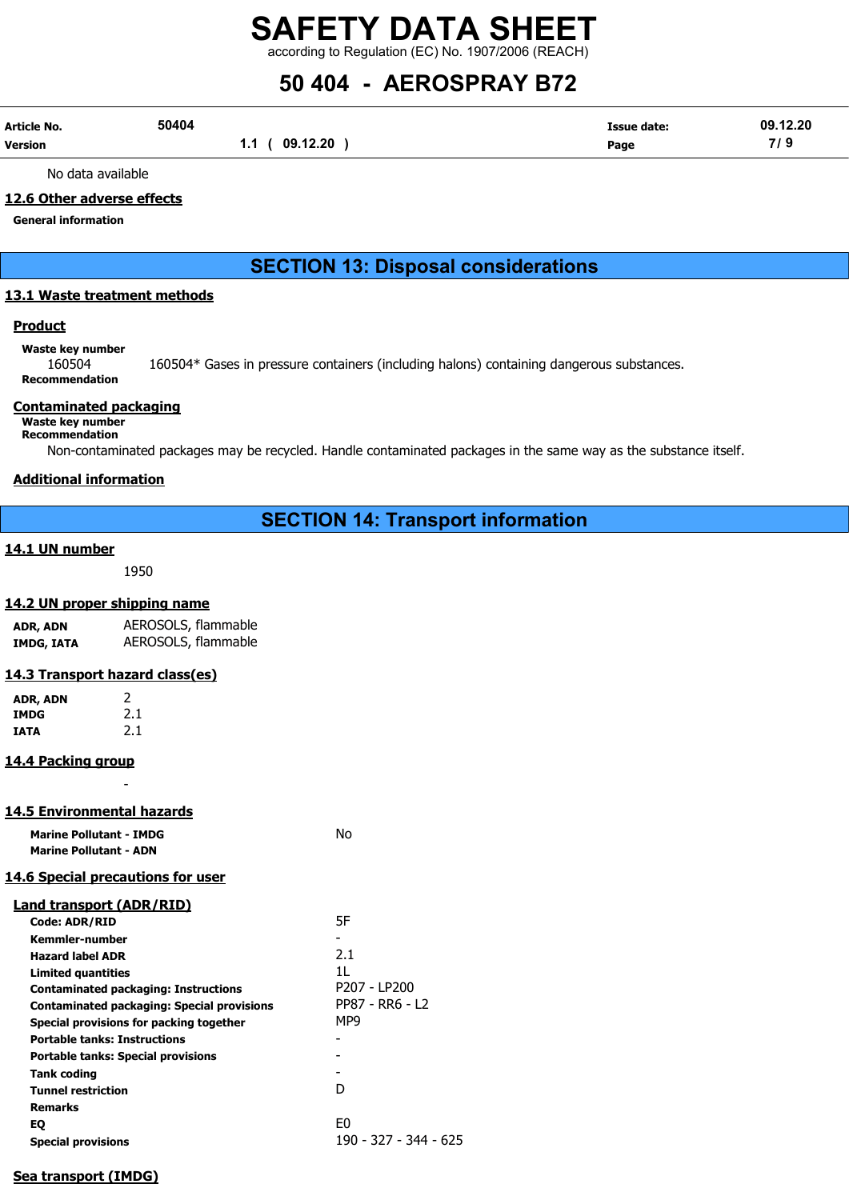No data available

### 12.6 Other adverse effects

**General information**

## SECTION 13: Disposal considerations

### 13.1 Waste treatment methods

#### Product

**Waste key number**

160504 160504* Gases in pressure containers (including halons) containing dangerous substances.

**Recommendation**

#### Contaminated packaging

**Waste key number**

**Recommendation**

Non-contaminated packages may be recycled. Handle contaminated packages in the same way as the substance itself.

#### Additional information

## SECTION 14: Transport information

### 14.1 UN number

1950

### 14.2 UN proper shipping name

| | |
|---|---|
| **ADR, ADN** | AEROSOLS, flammable |
| **IMDG, IATA** | AEROSOLS, flammable |

### 14.3 Transport hazard class(es)

| | |
|---|---|
| **ADR, ADN** | 2 |
| **IMDG** | 2.1 |
| **IATA** | 2.1 |

### 14.4 Packing group

-

### 14.5 Environmental hazards

| | |
|---|---|
| **Marine Pollutant - IMDG** | No |
| **Marine Pollutant - ADN** | |

### 14.6 Special precautions for user

#### Land transport (ADR/RID)

| | |
|---|---|
| **Code: ADR/RID** | 5F |
| **Kemmler-number** | - |
| **Hazard label ADR** | 2.1 |
| **Limited quantities** | 1L |
| **Contaminated packaging: Instructions** | P207 - LP200 |
| **Contaminated packaging: Special provisions** | PP87 - RR6 - L2 |
| **Special provisions for packing together** | MP9 |
| **Portable tanks: Instructions** | - |
| **Portable tanks: Special provisions** | - |
| **Tank coding** | - |
| **Tunnel restriction** | D |
| **Remarks** | |
| **EQ** | E0 |
| **Special provisions** | 190 - 327 - 344 - 625 |

#### Sea transport (IMDG)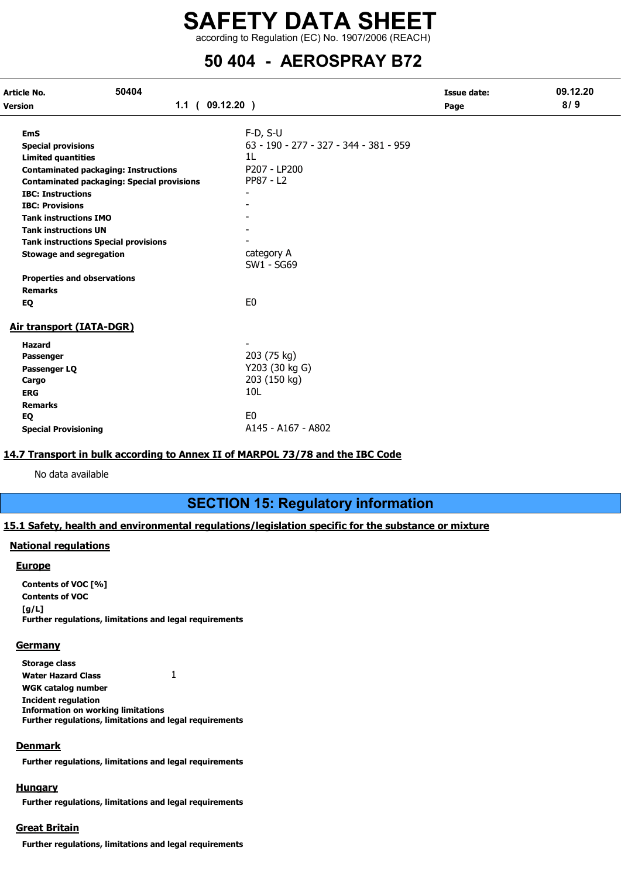| | |
|---|---|
| **EmS** | F-D, S-U |
| **Special provisions** | 63 - 190 - 277 - 327 - 344 - 381 - 959 |
| **Limited quantities** | 1L |
| **Contaminated packaging: Instructions** | P207 - LP200 |
| **Contaminated packaging: Special provisions** | PP87 - L2 |
| **IBC: Instructions** | - |
| **IBC: Provisions** | - |
| **Tank instructions IMO** | - |
| **Tank instructions UN** | - |
| **Tank instructions Special provisions** | - |
| **Stowage and segregation** | category A<br>SW1 - SG69 |
| **Properties and observations** | |
| **Remarks** | |
| **EQ** | E0 |

## Air transport (IATA-DGR)

| | |
|---|---|
| **Hazard** | - |
| **Passenger** | 203 (75 kg) |
| **Passenger LQ** | Y203 (30 kg G) |
| **Cargo** | 203 (150 kg) |
| **ERG** | 10L |
| **Remarks** | |
| **EQ** | E0 |
| **Special Provisioning** | A145 - A167 - A802 |

## 14.7 Transport in bulk according to Annex II of MARPOL 73/78 and the IBC Code

No data available

# SECTION 15: Regulatory information

## 15.1 Safety, health and environmental regulations/legislation specific for the substance or mixture

### National regulations

#### Europe

**Contents of VOC [%]**
**Contents of VOC [g/L]**
**Further regulations, limitations and legal requirements**

#### Germany

| | |
|---|---|
| **Storage class** | |
| **Water Hazard Class** | 1 |
| **WGK catalog number** | |
| **Incident regulation** | |
| **Information on working limitations** | |
| **Further regulations, limitations and legal requirements** | |

#### Denmark

**Further regulations, limitations and legal requirements**

#### Hungary

**Further regulations, limitations and legal requirements**

#### Great Britain

**Further regulations, limitations and legal requirements**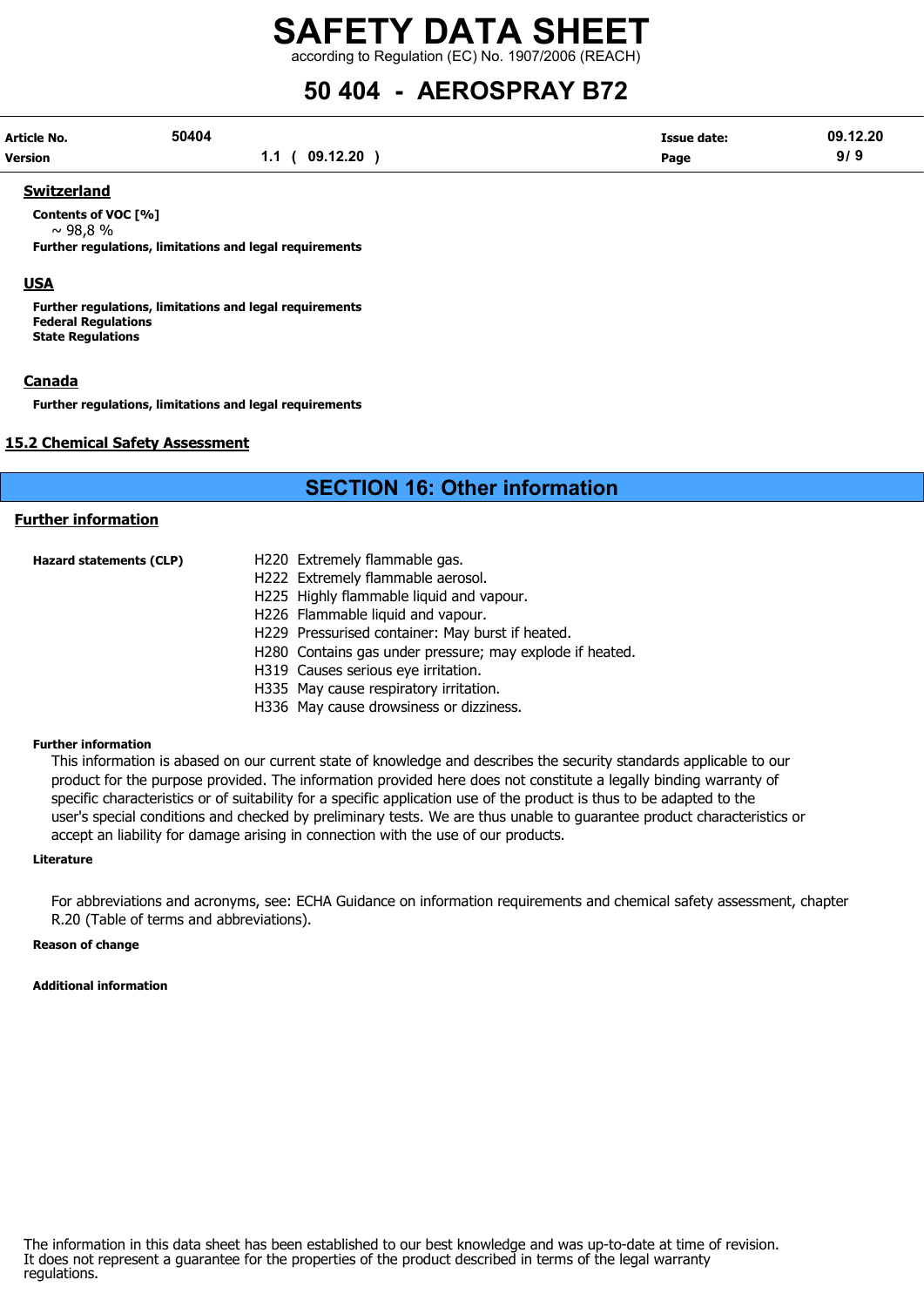## Switzerland

**Contents of VOC [%]**

~ 98,8 %

**Further regulations, limitations and legal requirements**

## USA

**Further regulations, limitations and legal requirements**
**Federal Regulations**
**State Regulations**

## Canada

**Further regulations, limitations and legal requirements**

### 15.2 Chemical Safety Assessment

# SECTION 16: Other information

## Further information

**Hazard statements (CLP)**

H220 Extremely flammable gas.
H222 Extremely flammable aerosol.
H225 Highly flammable liquid and vapour.
H226 Flammable liquid and vapour.
H229 Pressurised container: May burst if heated.
H280 Contains gas under pressure; may explode if heated.
H319 Causes serious eye irritation.
H335 May cause respiratory irritation.
H336 May cause drowsiness or dizziness.

**Further information**

This information is abased on our current state of knowledge and describes the security standards applicable to our product for the purpose provided. The information provided here does not constitute a legally binding warranty of specific characteristics or of suitability for a specific application use of the product is thus to be adapted to the user's special conditions and checked by preliminary tests. We are thus unable to guarantee product characteristics or accept an liability for damage arising in connection with the use of our products.

**Literature**

For abbreviations and acronyms, see: ECHA Guidance on information requirements and chemical safety assessment, chapter R.20 (Table of terms and abbreviations).

**Reason of change**

**Additional information**

The information in this data sheet has been established to our best knowledge and was up-to-date at time of revision. It does not represent a guarantee for the properties of the product described in terms of the legal warranty regulations.